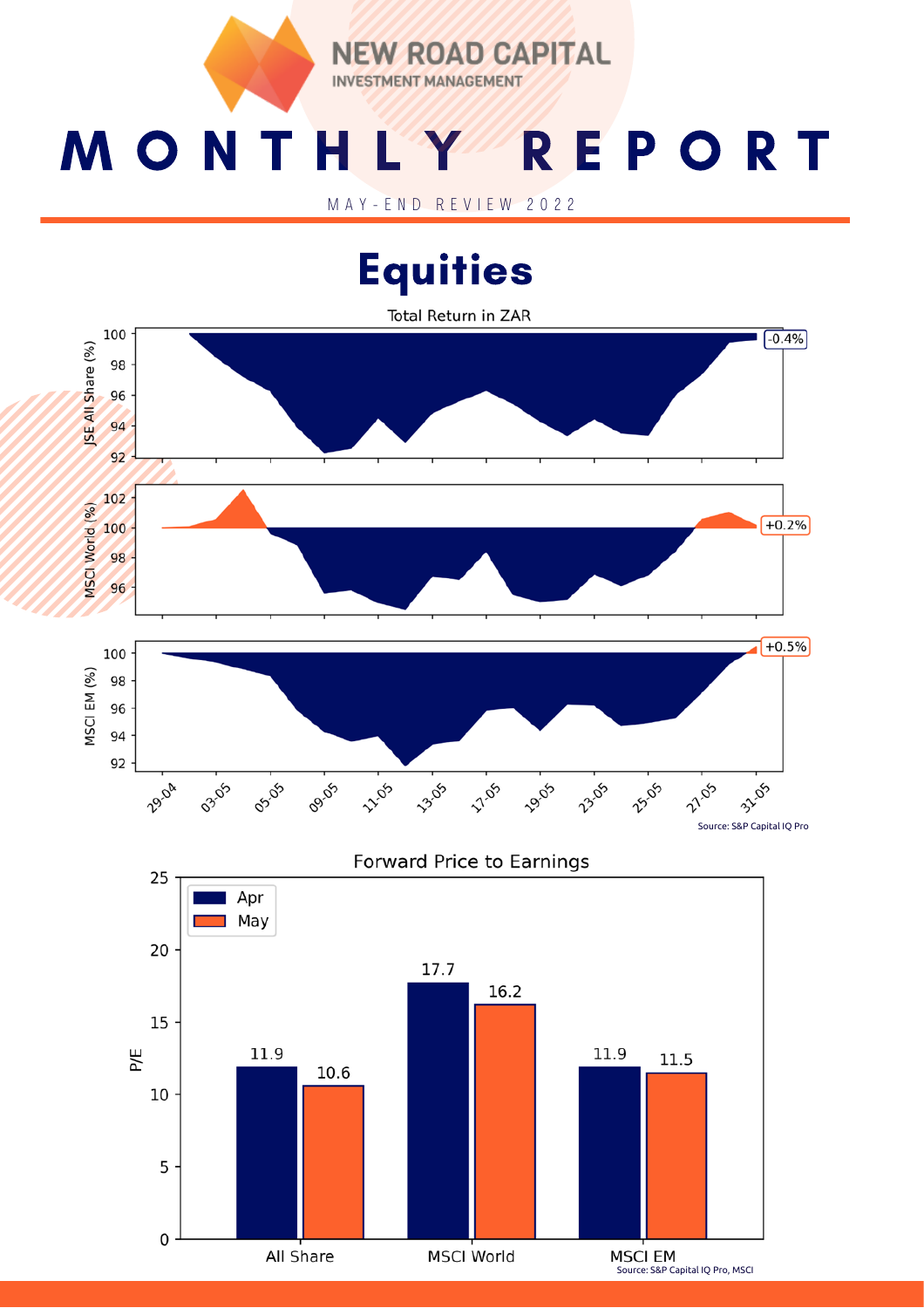NEW ROAD CAPITAL
INVESTMENT MANAGEMENT

# MONTHLY REPORT

MAY-END REVIEW 2022

## Equities

Total Return in ZAR

JSE All Share (%): -0.4%

MSCI World (%): +0.2%

MSCI EM (%): +0.5%

Source: S&P Capital IQ Pro

Forward Price to Earnings

| P/E | Apr | May |
|---|---|---|
| All Share | 11.9 | 10.6 |
| MSCI World | 17.7 | 16.2 |
| MSCI EM | 11.9 | 11.5 |

Source: S&P Capital IQ Pro, MSCI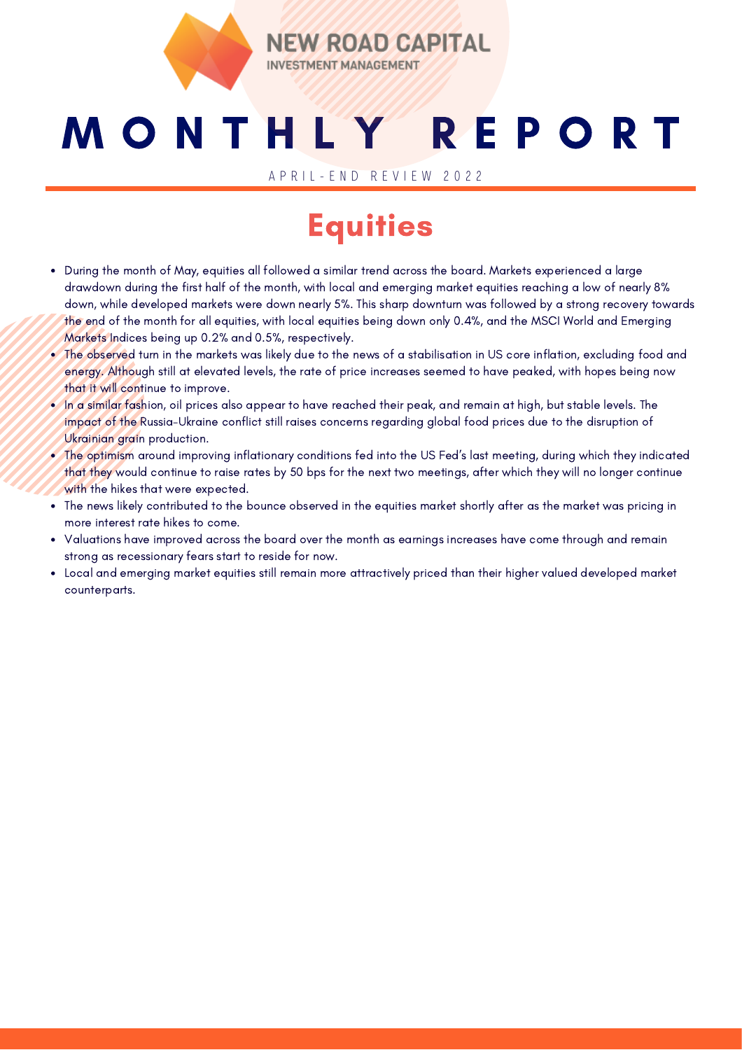# MONTHLY REPORT

APRIL-END REVIEW 2022

## Equities

- During the month of May, equities all followed a similar trend across the board. Markets experienced a large drawdown during the first half of the month, with local and emerging market equities reaching a low of nearly 8% down, while developed markets were down nearly 5%. This sharp downturn was followed by a strong recovery towards the end of the month for all equities, with local equities being down only 0.4%, and the MSCI World and Emerging Markets Indices being up 0.2% and 0.5%, respectively.
- The observed turn in the markets was likely due to the news of a stabilisation in US core inflation, excluding food and energy. Although still at elevated levels, the rate of price increases seemed to have peaked, with hopes being now that it will continue to improve.
- In a similar fashion, oil prices also appear to have reached their peak, and remain at high, but stable levels. The impact of the Russia-Ukraine conflict still raises concerns regarding global food prices due to the disruption of Ukrainian grain production.
- The optimism around improving inflationary conditions fed into the US Fed's last meeting, during which they indicated that they would continue to raise rates by 50 bps for the next two meetings, after which they will no longer continue with the hikes that were expected.
- The news likely contributed to the bounce observed in the equities market shortly after as the market was pricing in more interest rate hikes to come.
- Valuations have improved across the board over the month as earnings increases have come through and remain strong as recessionary fears start to reside for now.
- Local and emerging market equities still remain more attractively priced than their higher valued developed market counterparts.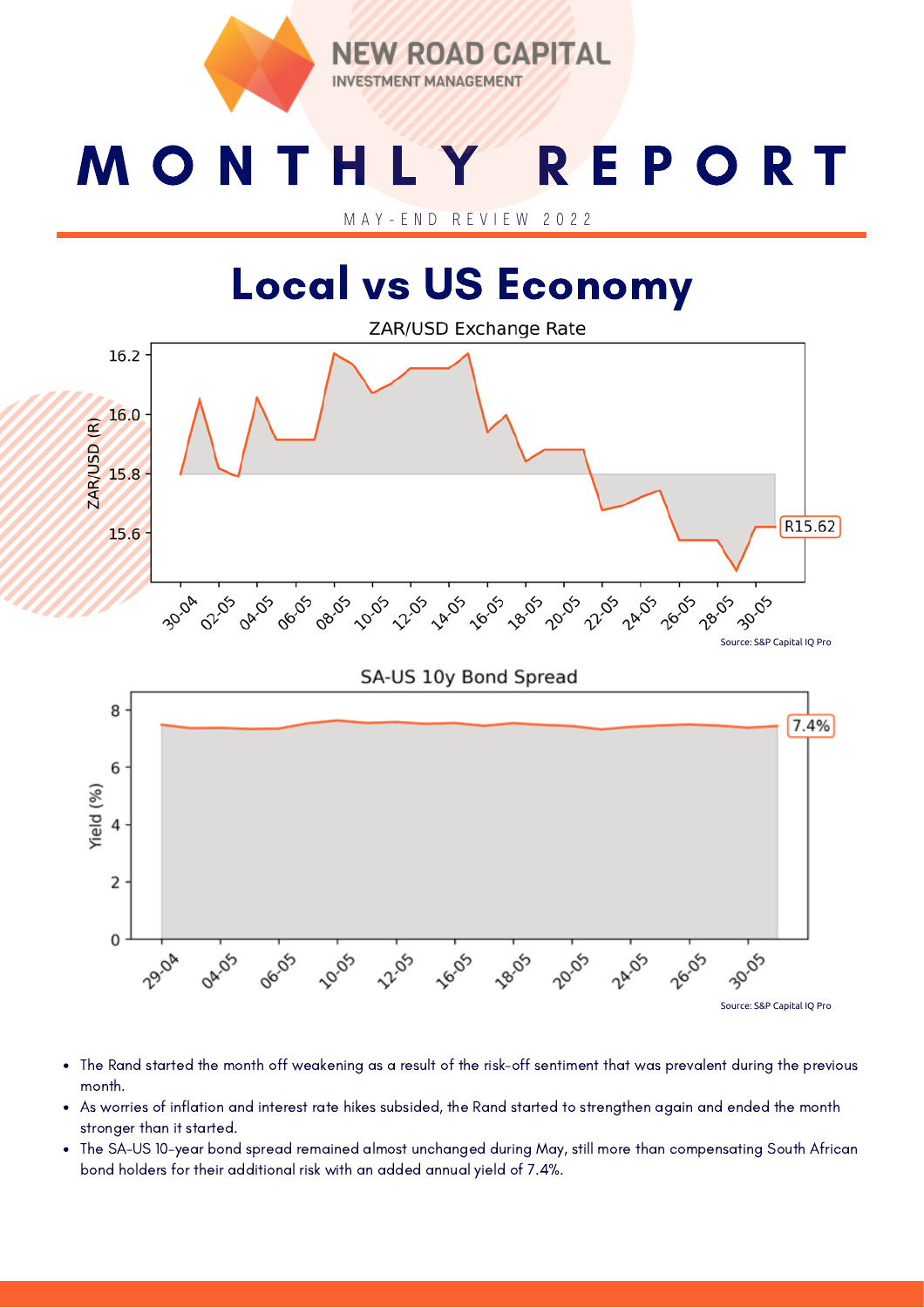NEW ROAD CAPITAL
INVESTMENT MANAGEMENT

# MONTHLY REPORT

MAY-END REVIEW 2022

## Local vs US Economy

ZAR/USD Exchange Rate

R15.62

Source: S&P Capital IQ Pro

SA-US 10y Bond Spread

7.4%

Source: S&P Capital IQ Pro

- The Rand started the month off weakening as a result of the risk-off sentiment that was prevalent during the previous month.
- As worries of inflation and interest rate hikes subsided, the Rand started to strengthen again and ended the month stronger than it started.
- The SA-US 10-year bond spread remained almost unchanged during May, still more than compensating South African bond holders for their additional risk with an added annual yield of 7.4%.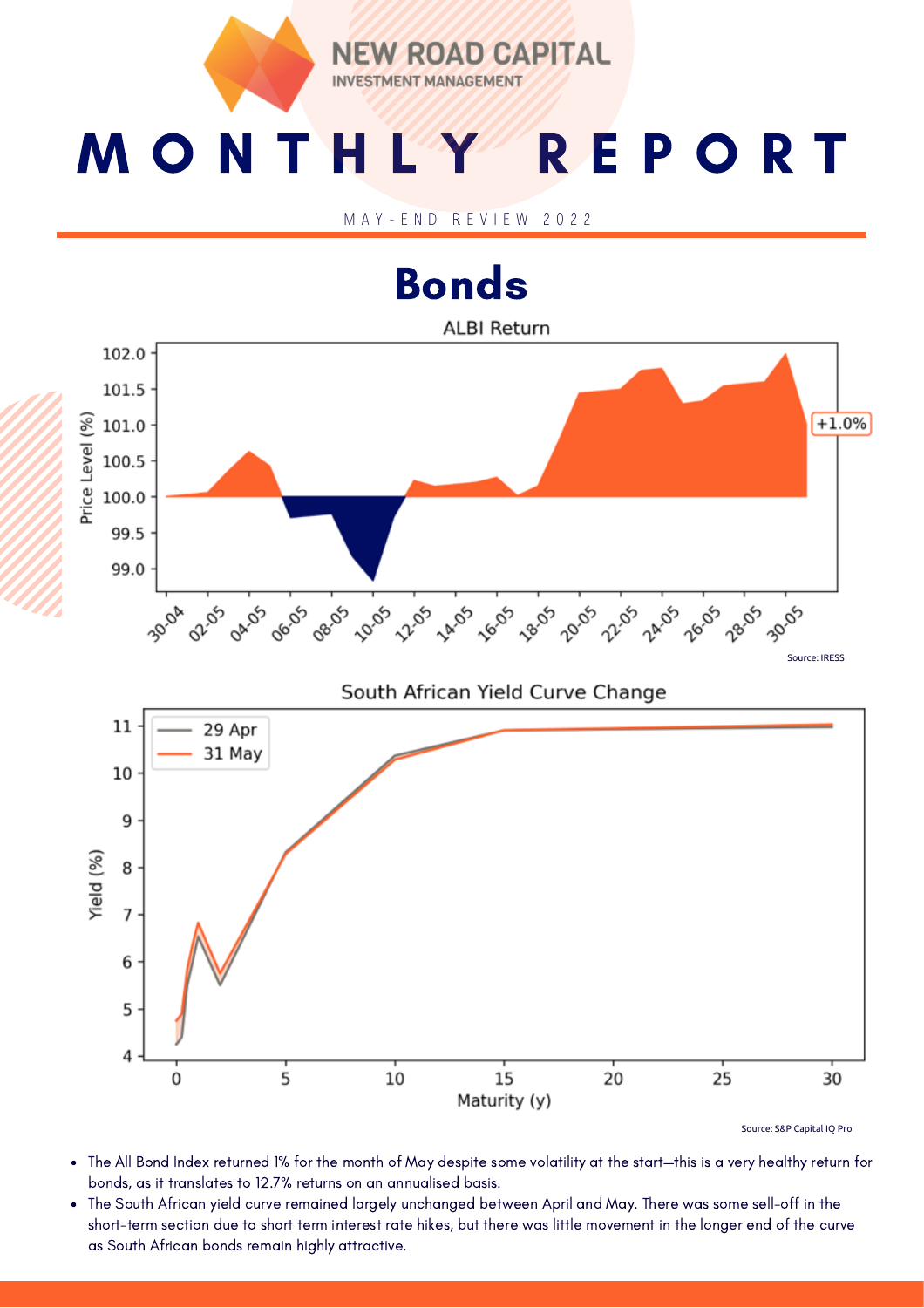NEW ROAD CAPITAL
INVESTMENT MANAGEMENT

# MONTHLY REPORT

MAY-END REVIEW 2022

## Bonds

ALBI Return

Price Level (%)

102.0
101.5
101.0
100.5
100.0
99.5
99.0

30-04 02-05 04-05 06-05 08-05 10-05 12-05 14-05 16-05 18-05 20-05 22-05 24-05 26-05 28-05 30-05

+1.0%

Source: IRESS

South African Yield Curve Change

Yield (%)

11
10
9
8
7
6
5
4

0 5 10 15 20 25 30

Maturity (y)

29 Apr
31 May

Source: S&P Capital IQ Pro

- The All Bond Index returned 1% for the month of May despite some volatility at the start—this is a very healthy return for bonds, as it translates to 12.7% returns on an annualised basis.
- The South African yield curve remained largely unchanged between April and May. There was some sell-off in the short-term section due to short term interest rate hikes, but there was little movement in the longer end of the curve as South African bonds remain highly attractive.